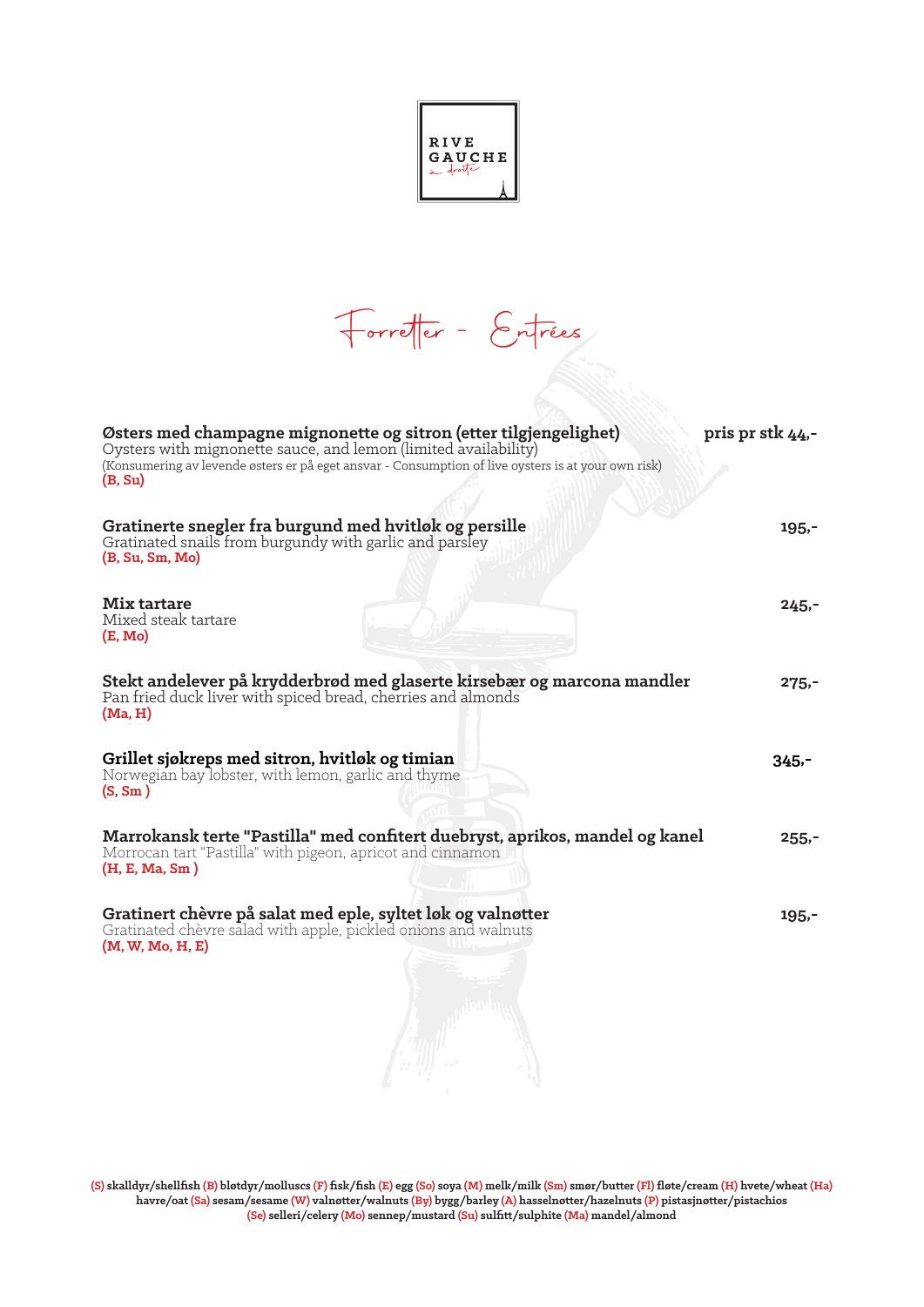RIVE GAUCHE

à droite

# Forretter - Entrées

**Østers med champagne mignonette og sitron (etter tilgjengelighet)** **pris pr stk 44,-**
Oysters with mignonette sauce, and lemon (limited availability)
(Konsumering av levende østers er på eget ansvar - Consumption of live oysters is at your own risk)
**(B, Su)**

**Gratinerte snegler fra burgund med hvitløk og persille** **195,-**
Gratinated snails from burgundy with garlic and parsley
**(B, Su, Sm, Mo)**

**Mix tartare** **245,-**
Mixed steak tartare
**(E, Mo)**

**Stekt andelever på krydderbrød med glaserte kirsebær og marcona mandler** **275,-**
Pan fried duck liver with spiced bread, cherries and almonds
**(Ma, H)**

**Grillet sjøkreps med sitron, hvitløk og timian** **345,-**
Norwegian bay lobster, with lemon, garlic and thyme
**(S, Sm )**

**Marrokansk terte "Pastilla" med confitert duebryst, aprikos, mandel og kanel** **255,-**
Morrocan tart "Pastilla" with pigeon, apricot and cinnamon
**(H, E, Ma, Sm )**

**Gratinert chèvre på salat med eple, syltet løk og valnøtter** **195,-**
Gratinated chèvre salad with apple, pickled onions and walnuts
**(M, W, Mo, H, E)**

**(S) skalldyr/shellfish (B) bløtdyr/molluscs (F) fisk/fish (E) egg (So) soya (M) melk/milk (Sm) smør/butter (Fl) fløte/cream (H) hvete/wheat (Ha) havre/oat (Sa) sesam/sesame (W) valnøtter/walnuts (By) bygg/barley (A) hasselnøtter/hazelnuts (P) pistasjnøtter/pistachios (Se) selleri/celery (Mo) sennep/mustard (Su) sulfitt/sulphite (Ma) mandel/almond**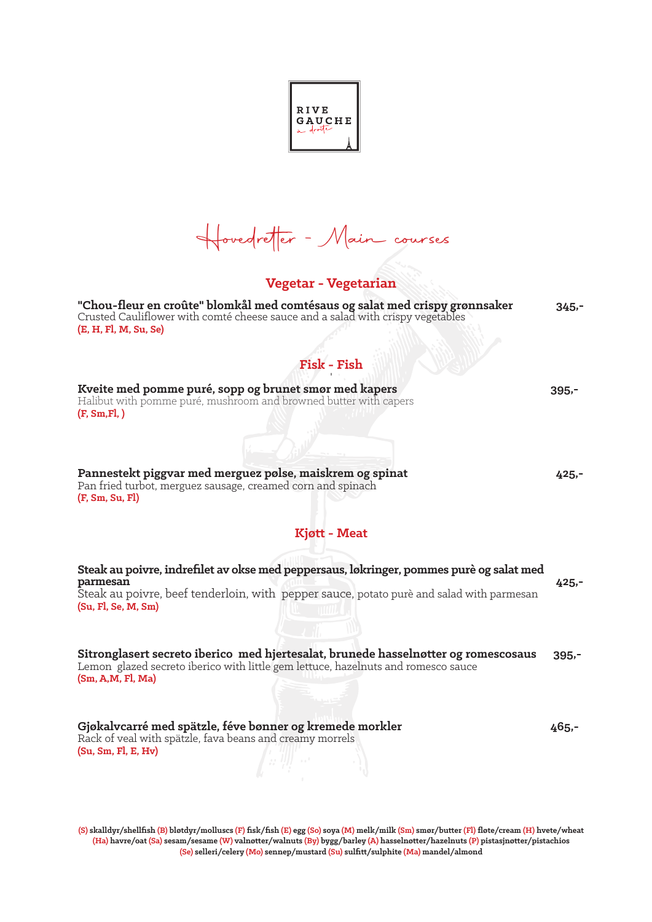RIVE GAUCHE

à droite

# Hovedretter - Main courses

## Vegetar - Vegetarian

**"Chou-fleur en croûte" blomkål med comtésaus og salat med crispy grønnsaker** **345,-**
Crusted Cauliflower with comté cheese sauce and a salad with crispy vegetables
**(E, H, Fl, M, Su, Se)**

## Fisk - Fish

**Kveite med pomme puré, sopp og brunet smør med kapers** **395,-**
Halibut with pomme puré, mushroom and browned butter with capers
**(F, Sm,Fl, )**

**Pannestekt piggvar med merguez pølse, maiskrem og spinat** **425,-**
Pan fried turbot, merguez sausage, creamed corn and spinach
**(F, Sm, Su, Fl)**

## Kjøtt - Meat

**Steak au poivre, indrefilet av okse med peppersaus, løkringer, pommes purè og salat med parmesan** **425,-**
Steak au poivre, beef tenderloin, with pepper sauce, potato purè and salad with parmesan
**(Su, Fl, Se, M, Sm)**

**Sitronglasert secreto iberico med hjertesalat, brunede hasselnøtter og romescosaus** **395,-**
Lemon glazed secreto iberico with little gem lettuce, hazelnuts and romesco sauce
**(Sm, A,M, Fl, Ma)**

**Gjøkalvcarré med spätzle, féve bønner og kremede morkler** **465,-**
Rack of veal with spätzle, fava beans and creamy morrels
**(Su, Sm, Fl, E, Hv)**

**(S)** skalldyr/shellfish **(B)** bløtdyr/molluscs **(F)** fisk/fish **(E)** egg **(So)** soya **(M)** melk/milk **(Sm)** smør/butter **(Fl)** fløte/cream **(H)** hvete/wheat **(Ha)** havre/oat **(Sa)** sesam/sesame **(W)** valnøtter/walnuts **(By)** bygg/barley **(A)** hasselnøtter/hazelnuts **(P)** pistasjnøtter/pistachios **(Se)** selleri/celery **(Mo)** sennep/mustard **(Su)** sulfitt/sulphite **(Ma)** mandel/almond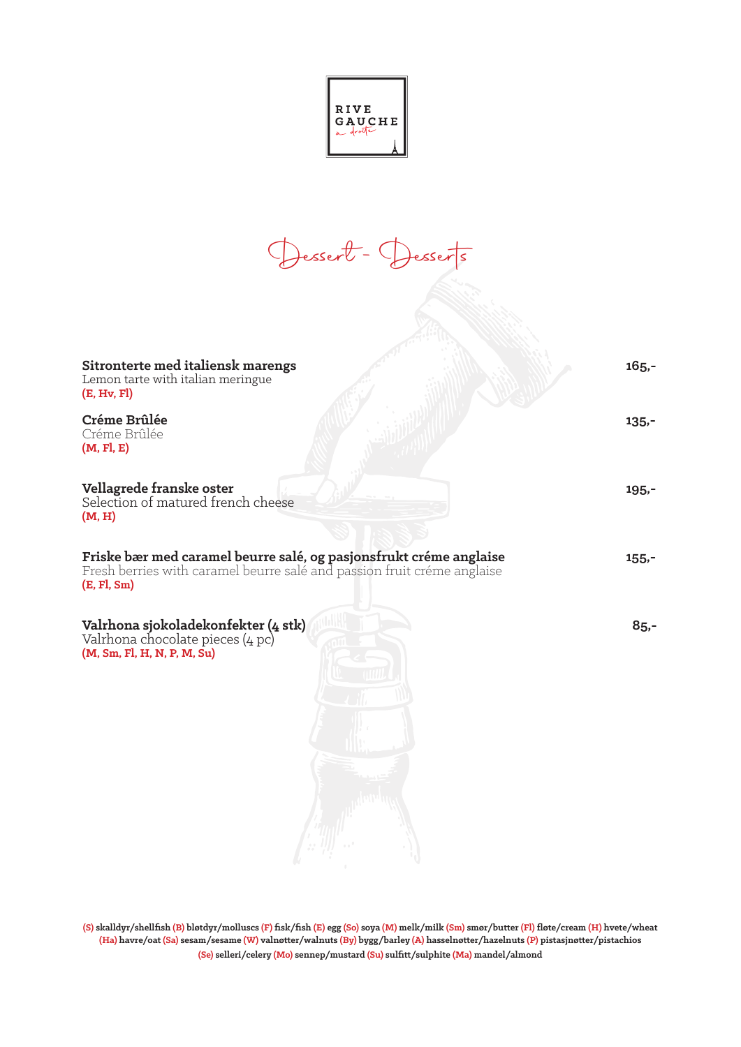RIVE GAUCHE
à droite

# Dessert - Desserts

**Sitronterte med italiensk marengs** — **165,-**
Lemon tarte with italian meringue
**(E, Hv, Fl)**

**Créme Brûlée** — **135,-**
Créme Brûlée
**(M, Fl, E)**

**Vellagrede franske oster** — **195,-**
Selection of matured french cheese
**(M, H)**

**Friske bær med caramel beurre salé, og pasjonsfrukt créme anglaise** — **155,-**
Fresh berries with caramel beurre salé and passion fruit créme anglaise
**(E, Fl, Sm)**

**Valrhona sjokoladekonfekter (4 stk)** — **85,-**
Valrhona chocolate pieces (4 pc)
**(M, Sm, Fl, H, N, P, M, Su)**

**(S) skalldyr/shellfish (B) bløtdyr/molluscs (F) fisk/fish (E) egg (So) soya (M) melk/milk (Sm) smør/butter (Fl) fløte/cream (H) hvete/wheat (Ha) havre/oat (Sa) sesam/sesame (W) valnøtter/walnuts (By) bygg/barley (A) hasselnøtter/hazelnuts (P) pistasjnøtter/pistachios (Se) selleri/celery (Mo) sennep/mustard (Su) sulfitt/sulphite (Ma) mandel/almond**